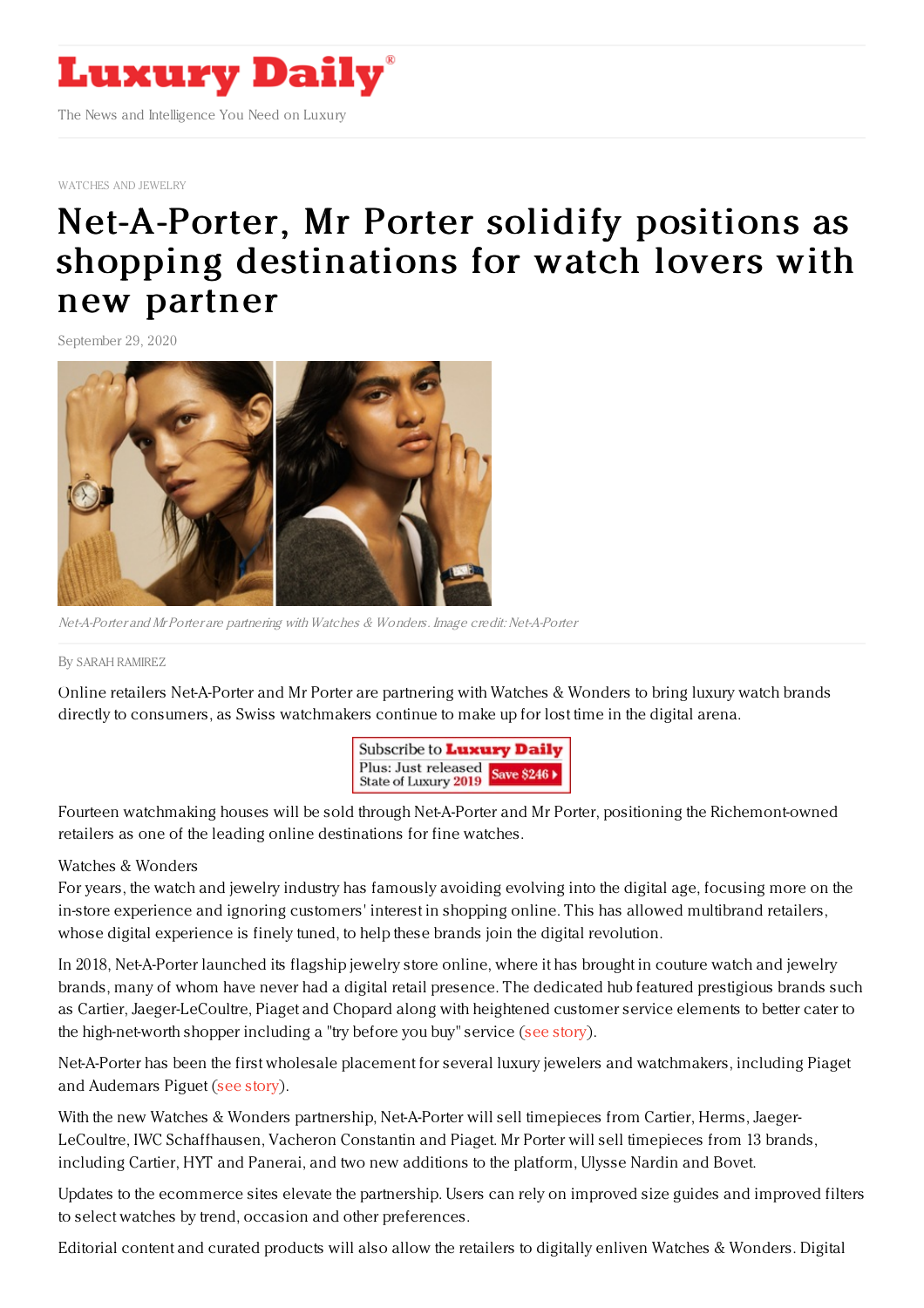WATCHES AND JEWELRY

# Net-A-Porter, Mr Porter solidify positions as shopping destinations for watch lovers with new partner

September 29, 2020

*Net-A-Porter and Mr Porter are partnering with Watches & Wonders. Image credit: Net-A-Porter*

By SARAH RAMIREZ

Online retailers Net-A-Porter and Mr Porter are partnering with Watches & Wonders to bring luxury watch brands directly to consumers, as Swiss watchmakers continue to make up for lost time in the digital arena.

Fourteen watchmaking houses will be sold through Net-A-Porter and Mr Porter, positioning the Richemont-owned retailers as one of the leading online destinations for fine watches.

Watches & Wonders

For years, the watch and jewelry industry has famously avoiding evolving into the digital age, focusing more on the in-store experience and ignoring customers' interest in shopping online. This has allowed multibrand retailers, whose digital experience is finely tuned, to help these brands join the digital revolution.

In 2018, Net-A-Porter launched its flagship jewelry store online, where it has brought in couture watch and jewelry brands, many of whom have never had a digital retail presence. The dedicated hub featured prestigious brands such as Cartier, Jaeger-LeCoultre, Piaget and Chopard along with heightened customer service elements to better cater to the high-net-worth shopper including a "try before you buy" service (see story).

Net-A-Porter has been the first wholesale placement for several luxury jewelers and watchmakers, including Piaget and Audemars Piguet (see story).

With the new Watches & Wonders partnership, Net-A-Porter will sell timepieces from Cartier, Herms, Jaeger-LeCoultre, IWC Schaffhausen, Vacheron Constantin and Piaget. Mr Porter will sell timepieces from 13 brands, including Cartier, HYT and Panerai, and two new additions to the platform, Ulysse Nardin and Bovet.

Updates to the ecommerce sites elevate the partnership. Users can rely on improved size guides and improved filters to select watches by trend, occasion and other preferences.

Editorial content and curated products will also allow the retailers to digitally enliven Watches & Wonders. Digital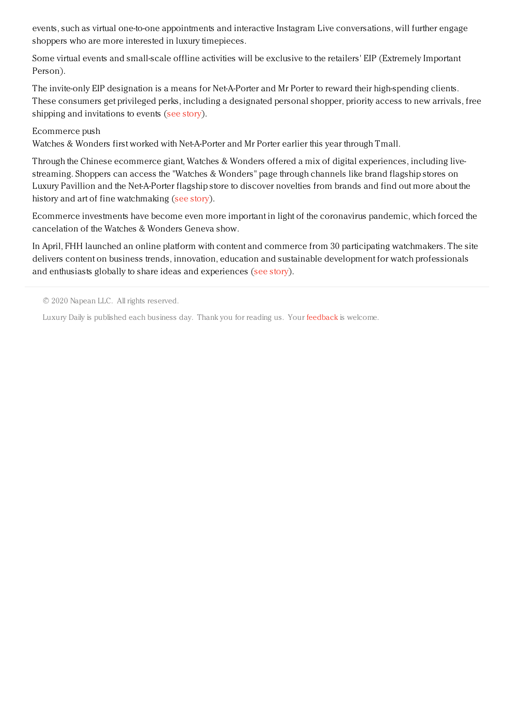events, such as virtual one-to-one appointments and interactive Instagram Live conversations, will further engage shoppers who are more interested in luxury timepieces.

Some virtual events and small-scale offline activities will be exclusive to the retailers' EIP (Extremely Important Person).

The invite-only EIP designation is a means for Net-A-Porter and Mr Porter to reward their high-spending clients. These consumers get privileged perks, including a designated personal shopper, priority access to new arrivals, free shipping and invitations to events (see story).

## Ecommerce push

Watches & Wonders first worked with Net-A-Porter and Mr Porter earlier this year through Tmall.

Through the Chinese ecommerce giant, Watches & Wonders offered a mix of digital experiences, including live-streaming. Shoppers can access the "Watches & Wonders" page through channels like brand flagship stores on Luxury Pavillion and the Net-A-Porter flagship store to discover novelties from brands and find out more about the history and art of fine watchmaking (see story).

Ecommerce investments have become even more important in light of the coronavirus pandemic, which forced the cancelation of the Watches & Wonders Geneva show.

In April, FHH launched an online platform with content and commerce from 30 participating watchmakers. The site delivers content on business trends, innovation, education and sustainable development for watch professionals and enthusiasts globally to share ideas and experiences (see story).

---

© 2020 Napean LLC. All rights reserved.

Luxury Daily is published each business day. Thank you for reading us. Your feedback is welcome.